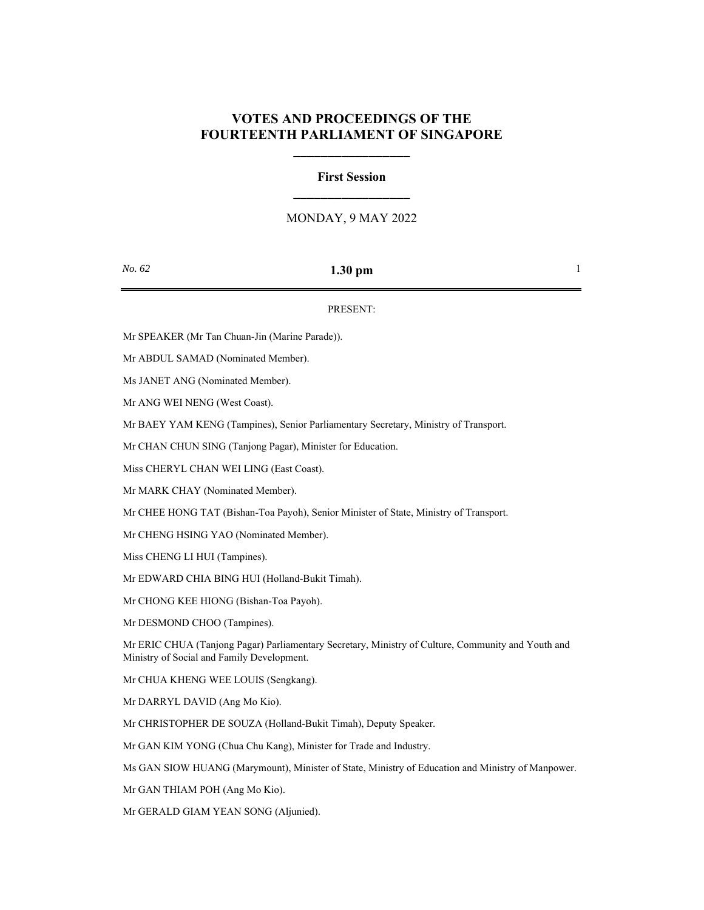# VOTES AND PROCEEDINGS OF THE FOURTEENTH PARLIAMENT OF SINGAPORE

## First Session

MONDAY, 9 MAY 2022

*No. 62* **1.30 pm**

PRESENT:

Mr SPEAKER (Mr Tan Chuan-Jin (Marine Parade)).

Mr ABDUL SAMAD (Nominated Member).

Ms JANET ANG (Nominated Member).

Mr ANG WEI NENG (West Coast).

Mr BAEY YAM KENG (Tampines), Senior Parliamentary Secretary, Ministry of Transport.

Mr CHAN CHUN SING (Tanjong Pagar), Minister for Education.

Miss CHERYL CHAN WEI LING (East Coast).

Mr MARK CHAY (Nominated Member).

Mr CHEE HONG TAT (Bishan-Toa Payoh), Senior Minister of State, Ministry of Transport.

Mr CHENG HSING YAO (Nominated Member).

Miss CHENG LI HUI (Tampines).

Mr EDWARD CHIA BING HUI (Holland-Bukit Timah).

Mr CHONG KEE HIONG (Bishan-Toa Payoh).

Mr DESMOND CHOO (Tampines).

Mr ERIC CHUA (Tanjong Pagar) Parliamentary Secretary, Ministry of Culture, Community and Youth and Ministry of Social and Family Development.

Mr CHUA KHENG WEE LOUIS (Sengkang).

Mr DARRYL DAVID (Ang Mo Kio).

Mr CHRISTOPHER DE SOUZA (Holland-Bukit Timah), Deputy Speaker.

Mr GAN KIM YONG (Chua Chu Kang), Minister for Trade and Industry.

Ms GAN SIOW HUANG (Marymount), Minister of State, Ministry of Education and Ministry of Manpower.

Mr GAN THIAM POH (Ang Mo Kio).

Mr GERALD GIAM YEAN SONG (Aljunied).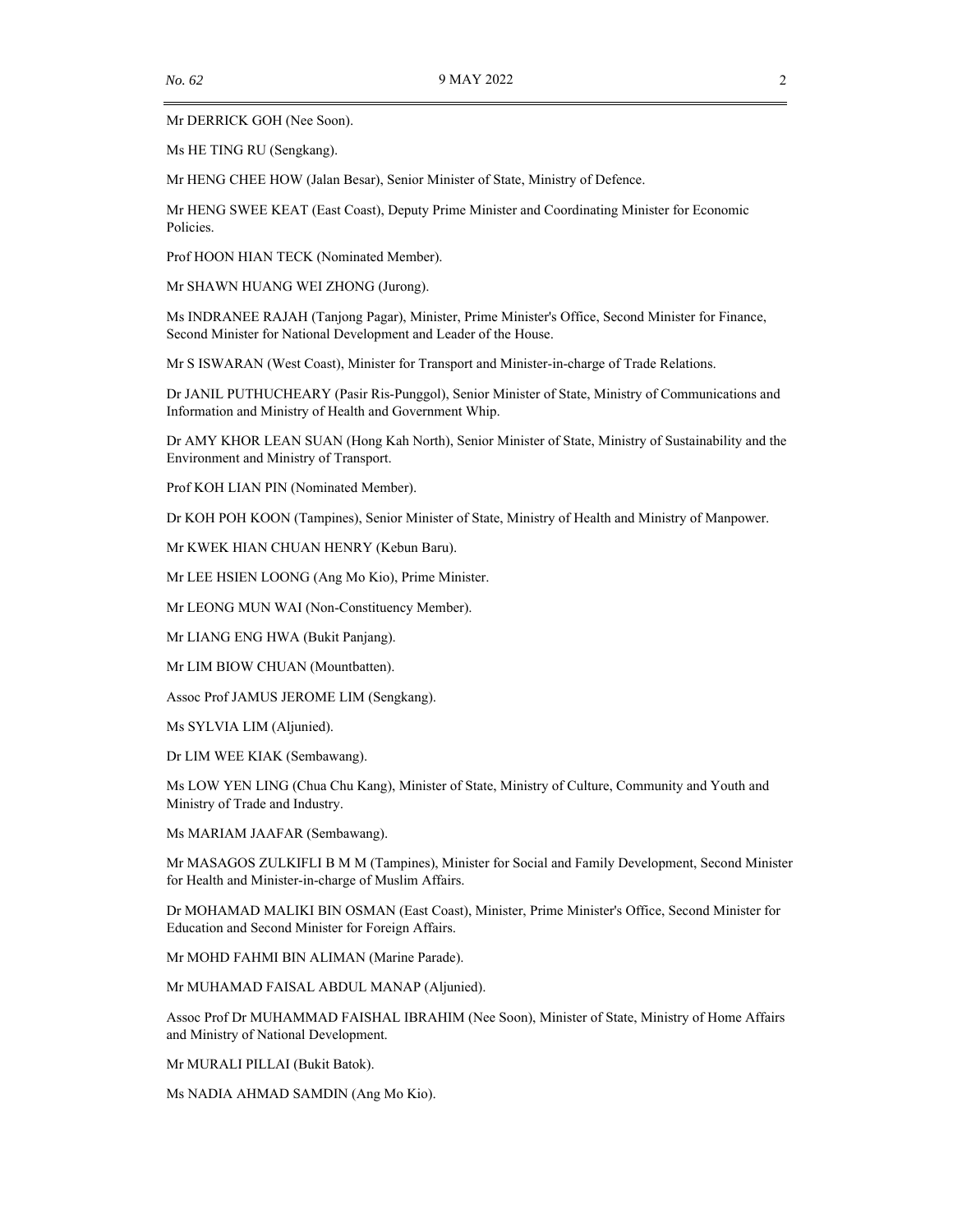Mr DERRICK GOH (Nee Soon).

Ms HE TING RU (Sengkang).

Mr HENG CHEE HOW (Jalan Besar), Senior Minister of State, Ministry of Defence.

Mr HENG SWEE KEAT (East Coast), Deputy Prime Minister and Coordinating Minister for Economic Policies.

Prof HOON HIAN TECK (Nominated Member).

Mr SHAWN HUANG WEI ZHONG (Jurong).

Ms INDRANEE RAJAH (Tanjong Pagar), Minister, Prime Minister's Office, Second Minister for Finance, Second Minister for National Development and Leader of the House.

Mr S ISWARAN (West Coast), Minister for Transport and Minister-in-charge of Trade Relations.

Dr JANIL PUTHUCHEARY (Pasir Ris-Punggol), Senior Minister of State, Ministry of Communications and Information and Ministry of Health and Government Whip.

Dr AMY KHOR LEAN SUAN (Hong Kah North), Senior Minister of State, Ministry of Sustainability and the Environment and Ministry of Transport.

Prof KOH LIAN PIN (Nominated Member).

Dr KOH POH KOON (Tampines), Senior Minister of State, Ministry of Health and Ministry of Manpower.

Mr KWEK HIAN CHUAN HENRY (Kebun Baru).

Mr LEE HSIEN LOONG (Ang Mo Kio), Prime Minister.

Mr LEONG MUN WAI (Non-Constituency Member).

Mr LIANG ENG HWA (Bukit Panjang).

Mr LIM BIOW CHUAN (Mountbatten).

Assoc Prof JAMUS JEROME LIM (Sengkang).

Ms SYLVIA LIM (Aljunied).

Dr LIM WEE KIAK (Sembawang).

Ms LOW YEN LING (Chua Chu Kang), Minister of State, Ministry of Culture, Community and Youth and Ministry of Trade and Industry.

Ms MARIAM JAAFAR (Sembawang).

Mr MASAGOS ZULKIFLI B M M (Tampines), Minister for Social and Family Development, Second Minister for Health and Minister-in-charge of Muslim Affairs.

Dr MOHAMAD MALIKI BIN OSMAN (East Coast), Minister, Prime Minister's Office, Second Minister for Education and Second Minister for Foreign Affairs.

Mr MOHD FAHMI BIN ALIMAN (Marine Parade).

Mr MUHAMAD FAISAL ABDUL MANAP (Aljunied).

Assoc Prof Dr MUHAMMAD FAISHAL IBRAHIM (Nee Soon), Minister of State, Ministry of Home Affairs and Ministry of National Development.

Mr MURALI PILLAI (Bukit Batok).

Ms NADIA AHMAD SAMDIN (Ang Mo Kio).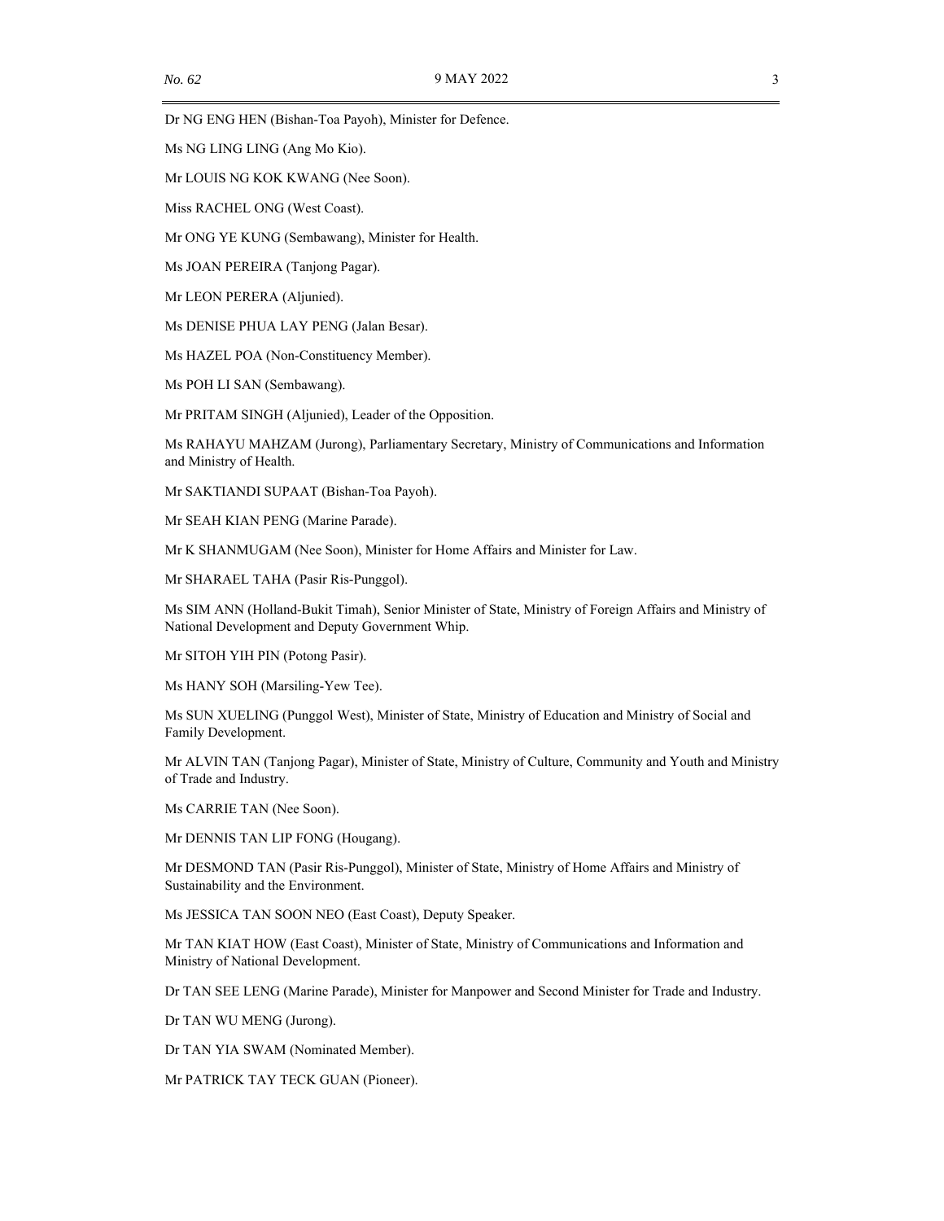Dr NG ENG HEN (Bishan-Toa Payoh), Minister for Defence.

Ms NG LING LING (Ang Mo Kio).

Mr LOUIS NG KOK KWANG (Nee Soon).

Miss RACHEL ONG (West Coast).

Mr ONG YE KUNG (Sembawang), Minister for Health.

Ms JOAN PEREIRA (Tanjong Pagar).

Mr LEON PERERA (Aljunied).

Ms DENISE PHUA LAY PENG (Jalan Besar).

Ms HAZEL POA (Non-Constituency Member).

Ms POH LI SAN (Sembawang).

Mr PRITAM SINGH (Aljunied), Leader of the Opposition.

Ms RAHAYU MAHZAM (Jurong), Parliamentary Secretary, Ministry of Communications and Information and Ministry of Health.

Mr SAKTIANDI SUPAAT (Bishan-Toa Payoh).

Mr SEAH KIAN PENG (Marine Parade).

Mr K SHANMUGAM (Nee Soon), Minister for Home Affairs and Minister for Law.

Mr SHARAEL TAHA (Pasir Ris-Punggol).

Ms SIM ANN (Holland-Bukit Timah), Senior Minister of State, Ministry of Foreign Affairs and Ministry of National Development and Deputy Government Whip.

Mr SITOH YIH PIN (Potong Pasir).

Ms HANY SOH (Marsiling-Yew Tee).

Ms SUN XUELING (Punggol West), Minister of State, Ministry of Education and Ministry of Social and Family Development.

Mr ALVIN TAN (Tanjong Pagar), Minister of State, Ministry of Culture, Community and Youth and Ministry of Trade and Industry.

Ms CARRIE TAN (Nee Soon).

Mr DENNIS TAN LIP FONG (Hougang).

Mr DESMOND TAN (Pasir Ris-Punggol), Minister of State, Ministry of Home Affairs and Ministry of Sustainability and the Environment.

Ms JESSICA TAN SOON NEO (East Coast), Deputy Speaker.

Mr TAN KIAT HOW (East Coast), Minister of State, Ministry of Communications and Information and Ministry of National Development.

Dr TAN SEE LENG (Marine Parade), Minister for Manpower and Second Minister for Trade and Industry.

Dr TAN WU MENG (Jurong).

Dr TAN YIA SWAM (Nominated Member).

Mr PATRICK TAY TECK GUAN (Pioneer).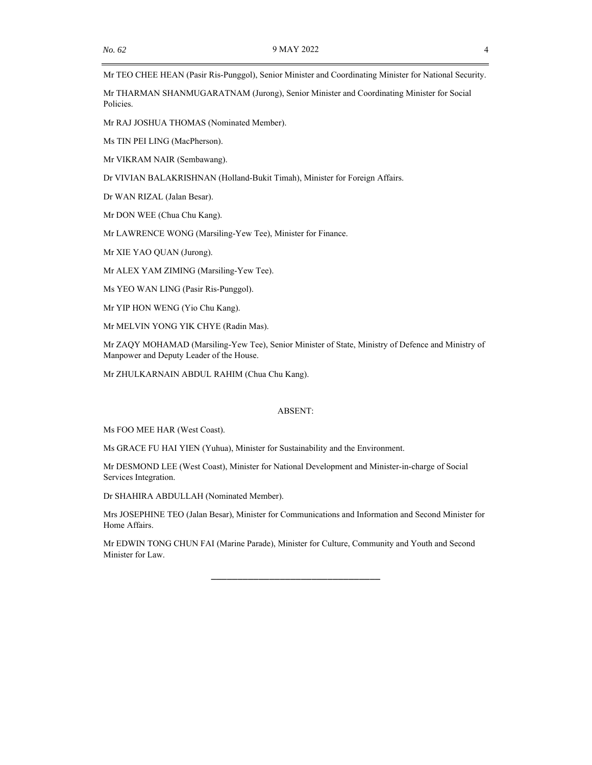Mr TEO CHEE HEAN (Pasir Ris-Punggol), Senior Minister and Coordinating Minister for National Security.

Mr THARMAN SHANMUGARATNAM (Jurong), Senior Minister and Coordinating Minister for Social Policies.

Mr RAJ JOSHUA THOMAS (Nominated Member).

Ms TIN PEI LING (MacPherson).

Mr VIKRAM NAIR (Sembawang).

Dr VIVIAN BALAKRISHNAN (Holland-Bukit Timah), Minister for Foreign Affairs.

Dr WAN RIZAL (Jalan Besar).

Mr DON WEE (Chua Chu Kang).

Mr LAWRENCE WONG (Marsiling-Yew Tee), Minister for Finance.

Mr XIE YAO QUAN (Jurong).

Mr ALEX YAM ZIMING (Marsiling-Yew Tee).

Ms YEO WAN LING (Pasir Ris-Punggol).

Mr YIP HON WENG (Yio Chu Kang).

Mr MELVIN YONG YIK CHYE (Radin Mas).

Mr ZAQY MOHAMAD (Marsiling-Yew Tee), Senior Minister of State, Ministry of Defence and Ministry of Manpower and Deputy Leader of the House.

Mr ZHULKARNAIN ABDUL RAHIM (Chua Chu Kang).

ABSENT:

Ms FOO MEE HAR (West Coast).

Ms GRACE FU HAI YIEN (Yuhua), Minister for Sustainability and the Environment.

Mr DESMOND LEE (West Coast), Minister for National Development and Minister-in-charge of Social Services Integration.

Dr SHAHIRA ABDULLAH (Nominated Member).

Mrs JOSEPHINE TEO (Jalan Besar), Minister for Communications and Information and Second Minister for Home Affairs.

Mr EDWIN TONG CHUN FAI (Marine Parade), Minister for Culture, Community and Youth and Second Minister for Law.

---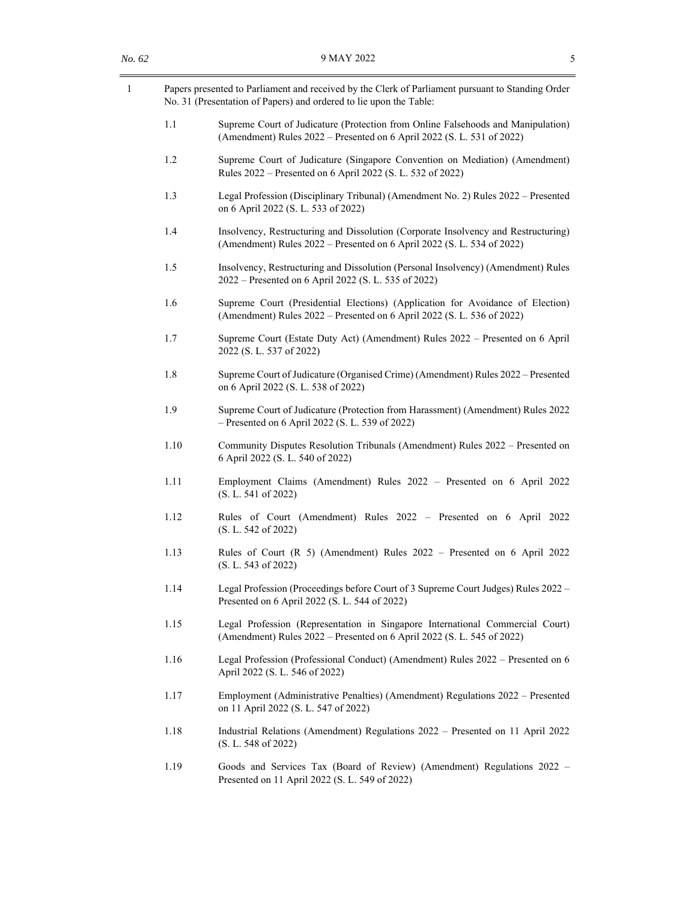1 Papers presented to Parliament and received by the Clerk of Parliament pursuant to Standing Order No. 31 (Presentation of Papers) and ordered to lie upon the Table:

1.1 Supreme Court of Judicature (Protection from Online Falsehoods and Manipulation) (Amendment) Rules 2022 – Presented on 6 April 2022 (S. L. 531 of 2022)

1.2 Supreme Court of Judicature (Singapore Convention on Mediation) (Amendment) Rules 2022 – Presented on 6 April 2022 (S. L. 532 of 2022)

1.3 Legal Profession (Disciplinary Tribunal) (Amendment No. 2) Rules 2022 – Presented on 6 April 2022 (S. L. 533 of 2022)

1.4 Insolvency, Restructuring and Dissolution (Corporate Insolvency and Restructuring) (Amendment) Rules 2022 – Presented on 6 April 2022 (S. L. 534 of 2022)

1.5 Insolvency, Restructuring and Dissolution (Personal Insolvency) (Amendment) Rules 2022 – Presented on 6 April 2022 (S. L. 535 of 2022)

1.6 Supreme Court (Presidential Elections) (Application for Avoidance of Election) (Amendment) Rules 2022 – Presented on 6 April 2022 (S. L. 536 of 2022)

1.7 Supreme Court (Estate Duty Act) (Amendment) Rules 2022 – Presented on 6 April 2022 (S. L. 537 of 2022)

1.8 Supreme Court of Judicature (Organised Crime) (Amendment) Rules 2022 – Presented on 6 April 2022 (S. L. 538 of 2022)

1.9 Supreme Court of Judicature (Protection from Harassment) (Amendment) Rules 2022 – Presented on 6 April 2022 (S. L. 539 of 2022)

1.10 Community Disputes Resolution Tribunals (Amendment) Rules 2022 – Presented on 6 April 2022 (S. L. 540 of 2022)

1.11 Employment Claims (Amendment) Rules 2022 – Presented on 6 April 2022 (S. L. 541 of 2022)

1.12 Rules of Court (Amendment) Rules 2022 – Presented on 6 April 2022 (S. L. 542 of 2022)

1.13 Rules of Court (R 5) (Amendment) Rules 2022 – Presented on 6 April 2022 (S. L. 543 of 2022)

1.14 Legal Profession (Proceedings before Court of 3 Supreme Court Judges) Rules 2022 – Presented on 6 April 2022 (S. L. 544 of 2022)

1.15 Legal Profession (Representation in Singapore International Commercial Court) (Amendment) Rules 2022 – Presented on 6 April 2022 (S. L. 545 of 2022)

1.16 Legal Profession (Professional Conduct) (Amendment) Rules 2022 – Presented on 6 April 2022 (S. L. 546 of 2022)

1.17 Employment (Administrative Penalties) (Amendment) Regulations 2022 – Presented on 11 April 2022 (S. L. 547 of 2022)

1.18 Industrial Relations (Amendment) Regulations 2022 – Presented on 11 April 2022 (S. L. 548 of 2022)

1.19 Goods and Services Tax (Board of Review) (Amendment) Regulations 2022 – Presented on 11 April 2022 (S. L. 549 of 2022)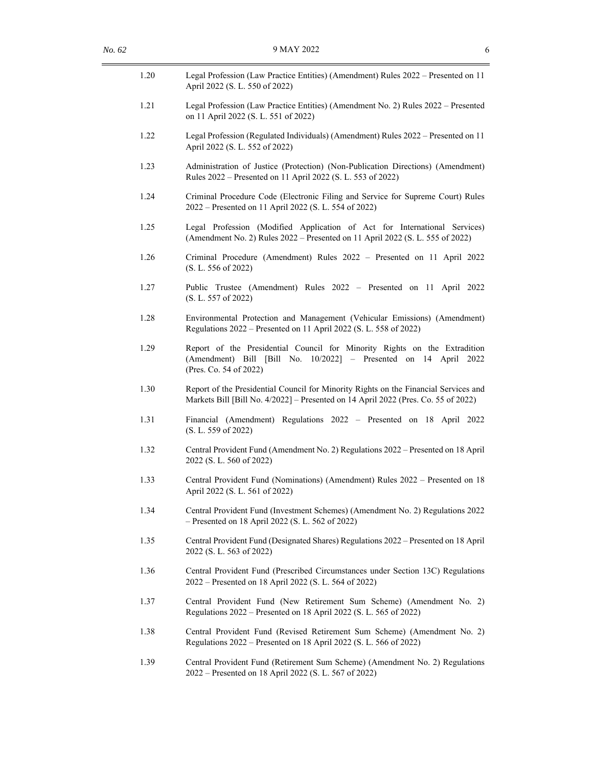| | |
|---|---|
| 1.20 | Legal Profession (Law Practice Entities) (Amendment) Rules 2022 – Presented on 11 April 2022 (S. L. 550 of 2022) |
| 1.21 | Legal Profession (Law Practice Entities) (Amendment No. 2) Rules 2022 – Presented on 11 April 2022 (S. L. 551 of 2022) |
| 1.22 | Legal Profession (Regulated Individuals) (Amendment) Rules 2022 – Presented on 11 April 2022 (S. L. 552 of 2022) |
| 1.23 | Administration of Justice (Protection) (Non-Publication Directions) (Amendment) Rules 2022 – Presented on 11 April 2022 (S. L. 553 of 2022) |
| 1.24 | Criminal Procedure Code (Electronic Filing and Service for Supreme Court) Rules 2022 – Presented on 11 April 2022 (S. L. 554 of 2022) |
| 1.25 | Legal Profession (Modified Application of Act for International Services) (Amendment No. 2) Rules 2022 – Presented on 11 April 2022 (S. L. 555 of 2022) |
| 1.26 | Criminal Procedure (Amendment) Rules 2022 – Presented on 11 April 2022 (S. L. 556 of 2022) |
| 1.27 | Public Trustee (Amendment) Rules 2022 – Presented on 11 April 2022 (S. L. 557 of 2022) |
| 1.28 | Environmental Protection and Management (Vehicular Emissions) (Amendment) Regulations 2022 – Presented on 11 April 2022 (S. L. 558 of 2022) |
| 1.29 | Report of the Presidential Council for Minority Rights on the Extradition (Amendment) Bill [Bill No. 10/2022] – Presented on 14 April 2022 (Pres. Co. 54 of 2022) |
| 1.30 | Report of the Presidential Council for Minority Rights on the Financial Services and Markets Bill [Bill No. 4/2022] – Presented on 14 April 2022 (Pres. Co. 55 of 2022) |
| 1.31 | Financial (Amendment) Regulations 2022 – Presented on 18 April 2022 (S. L. 559 of 2022) |
| 1.32 | Central Provident Fund (Amendment No. 2) Regulations 2022 – Presented on 18 April 2022 (S. L. 560 of 2022) |
| 1.33 | Central Provident Fund (Nominations) (Amendment) Rules 2022 – Presented on 18 April 2022 (S. L. 561 of 2022) |
| 1.34 | Central Provident Fund (Investment Schemes) (Amendment No. 2) Regulations 2022 – Presented on 18 April 2022 (S. L. 562 of 2022) |
| 1.35 | Central Provident Fund (Designated Shares) Regulations 2022 – Presented on 18 April 2022 (S. L. 563 of 2022) |
| 1.36 | Central Provident Fund (Prescribed Circumstances under Section 13C) Regulations 2022 – Presented on 18 April 2022 (S. L. 564 of 2022) |
| 1.37 | Central Provident Fund (New Retirement Sum Scheme) (Amendment No. 2) Regulations 2022 – Presented on 18 April 2022 (S. L. 565 of 2022) |
| 1.38 | Central Provident Fund (Revised Retirement Sum Scheme) (Amendment No. 2) Regulations 2022 – Presented on 18 April 2022 (S. L. 566 of 2022) |
| 1.39 | Central Provident Fund (Retirement Sum Scheme) (Amendment No. 2) Regulations 2022 – Presented on 18 April 2022 (S. L. 567 of 2022) |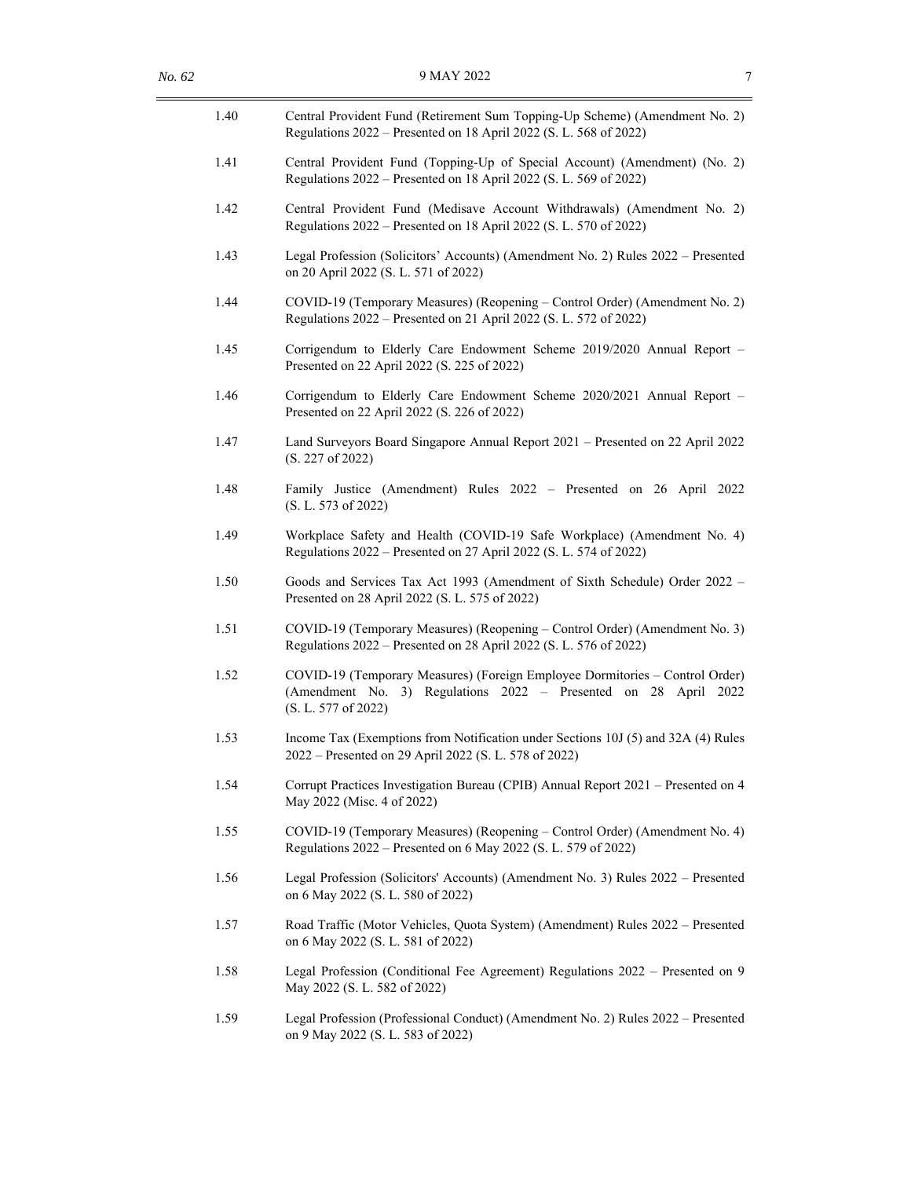1.40 Central Provident Fund (Retirement Sum Topping-Up Scheme) (Amendment No. 2) Regulations 2022 – Presented on 18 April 2022 (S. L. 568 of 2022)

1.41 Central Provident Fund (Topping-Up of Special Account) (Amendment) (No. 2) Regulations 2022 – Presented on 18 April 2022 (S. L. 569 of 2022)

1.42 Central Provident Fund (Medisave Account Withdrawals) (Amendment No. 2) Regulations 2022 – Presented on 18 April 2022 (S. L. 570 of 2022)

1.43 Legal Profession (Solicitors' Accounts) (Amendment No. 2) Rules 2022 – Presented on 20 April 2022 (S. L. 571 of 2022)

1.44 COVID-19 (Temporary Measures) (Reopening – Control Order) (Amendment No. 2) Regulations 2022 – Presented on 21 April 2022 (S. L. 572 of 2022)

1.45 Corrigendum to Elderly Care Endowment Scheme 2019/2020 Annual Report – Presented on 22 April 2022 (S. 225 of 2022)

1.46 Corrigendum to Elderly Care Endowment Scheme 2020/2021 Annual Report – Presented on 22 April 2022 (S. 226 of 2022)

1.47 Land Surveyors Board Singapore Annual Report 2021 – Presented on 22 April 2022 (S. 227 of 2022)

1.48 Family Justice (Amendment) Rules 2022 – Presented on 26 April 2022 (S. L. 573 of 2022)

1.49 Workplace Safety and Health (COVID-19 Safe Workplace) (Amendment No. 4) Regulations 2022 – Presented on 27 April 2022 (S. L. 574 of 2022)

1.50 Goods and Services Tax Act 1993 (Amendment of Sixth Schedule) Order 2022 – Presented on 28 April 2022 (S. L. 575 of 2022)

1.51 COVID-19 (Temporary Measures) (Reopening – Control Order) (Amendment No. 3) Regulations 2022 – Presented on 28 April 2022 (S. L. 576 of 2022)

1.52 COVID-19 (Temporary Measures) (Foreign Employee Dormitories – Control Order) (Amendment No. 3) Regulations 2022 – Presented on 28 April 2022 (S. L. 577 of 2022)

1.53 Income Tax (Exemptions from Notification under Sections 10J (5) and 32A (4) Rules 2022 – Presented on 29 April 2022 (S. L. 578 of 2022)

1.54 Corrupt Practices Investigation Bureau (CPIB) Annual Report 2021 – Presented on 4 May 2022 (Misc. 4 of 2022)

1.55 COVID-19 (Temporary Measures) (Reopening – Control Order) (Amendment No. 4) Regulations 2022 – Presented on 6 May 2022 (S. L. 579 of 2022)

1.56 Legal Profession (Solicitors' Accounts) (Amendment No. 3) Rules 2022 – Presented on 6 May 2022 (S. L. 580 of 2022)

1.57 Road Traffic (Motor Vehicles, Quota System) (Amendment) Rules 2022 – Presented on 6 May 2022 (S. L. 581 of 2022)

1.58 Legal Profession (Conditional Fee Agreement) Regulations 2022 – Presented on 9 May 2022 (S. L. 582 of 2022)

1.59 Legal Profession (Professional Conduct) (Amendment No. 2) Rules 2022 – Presented on 9 May 2022 (S. L. 583 of 2022)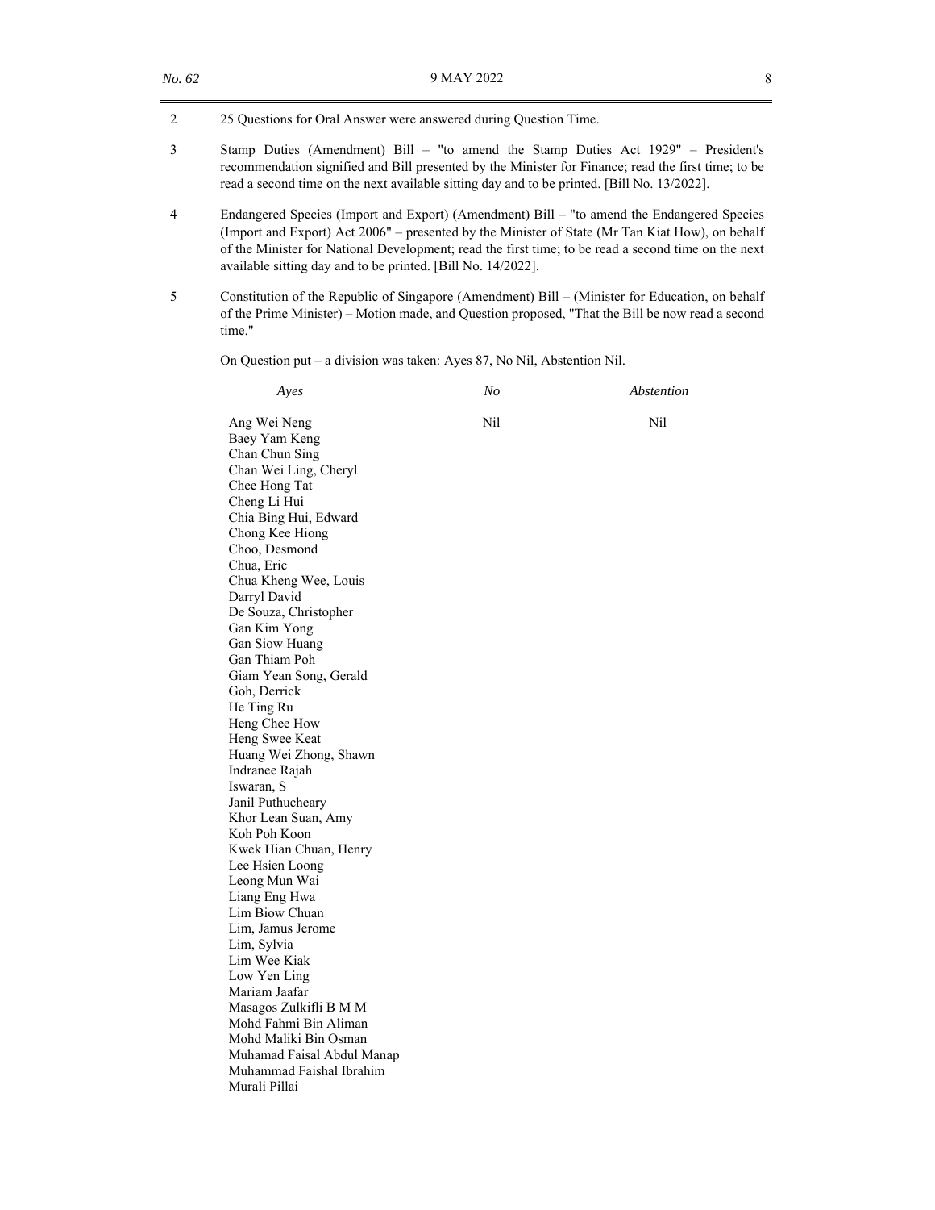2 25 Questions for Oral Answer were answered during Question Time.

3 Stamp Duties (Amendment) Bill – "to amend the Stamp Duties Act 1929" – President's recommendation signified and Bill presented by the Minister for Finance; read the first time; to be read a second time on the next available sitting day and to be printed. [Bill No. 13/2022].

4 Endangered Species (Import and Export) (Amendment) Bill – "to amend the Endangered Species (Import and Export) Act 2006" – presented by the Minister of State (Mr Tan Kiat How), on behalf of the Minister for National Development; read the first time; to be read a second time on the next available sitting day and to be printed. [Bill No. 14/2022].

5 Constitution of the Republic of Singapore (Amendment) Bill – (Minister for Education, on behalf of the Prime Minister) – Motion made, and Question proposed, "That the Bill be now read a second time."

On Question put – a division was taken: Ayes 87, No Nil, Abstention Nil.

| *Ayes* | *No* | *Abstention* |
|---|---|---|
| Ang Wei Neng | Nil | Nil |
| Baey Yam Keng | | |
| Chan Chun Sing | | |
| Chan Wei Ling, Cheryl | | |
| Chee Hong Tat | | |
| Cheng Li Hui | | |
| Chia Bing Hui, Edward | | |
| Chong Kee Hiong | | |
| Choo, Desmond | | |
| Chua, Eric | | |
| Chua Kheng Wee, Louis | | |
| Darryl David | | |
| De Souza, Christopher | | |
| Gan Kim Yong | | |
| Gan Siow Huang | | |
| Gan Thiam Poh | | |
| Giam Yean Song, Gerald | | |
| Goh, Derrick | | |
| He Ting Ru | | |
| Heng Chee How | | |
| Heng Swee Keat | | |
| Huang Wei Zhong, Shawn | | |
| Indranee Rajah | | |
| Iswaran, S | | |
| Janil Puthucheary | | |
| Khor Lean Suan, Amy | | |
| Koh Poh Koon | | |
| Kwek Hian Chuan, Henry | | |
| Lee Hsien Loong | | |
| Leong Mun Wai | | |
| Liang Eng Hwa | | |
| Lim Biow Chuan | | |
| Lim, Jamus Jerome | | |
| Lim, Sylvia | | |
| Lim Wee Kiak | | |
| Low Yen Ling | | |
| Mariam Jaafar | | |
| Masagos Zulkifli B M M | | |
| Mohd Fahmi Bin Aliman | | |
| Mohd Maliki Bin Osman | | |
| Muhamad Faisal Abdul Manap | | |
| Muhammad Faishal Ibrahim | | |
| Murali Pillai | | |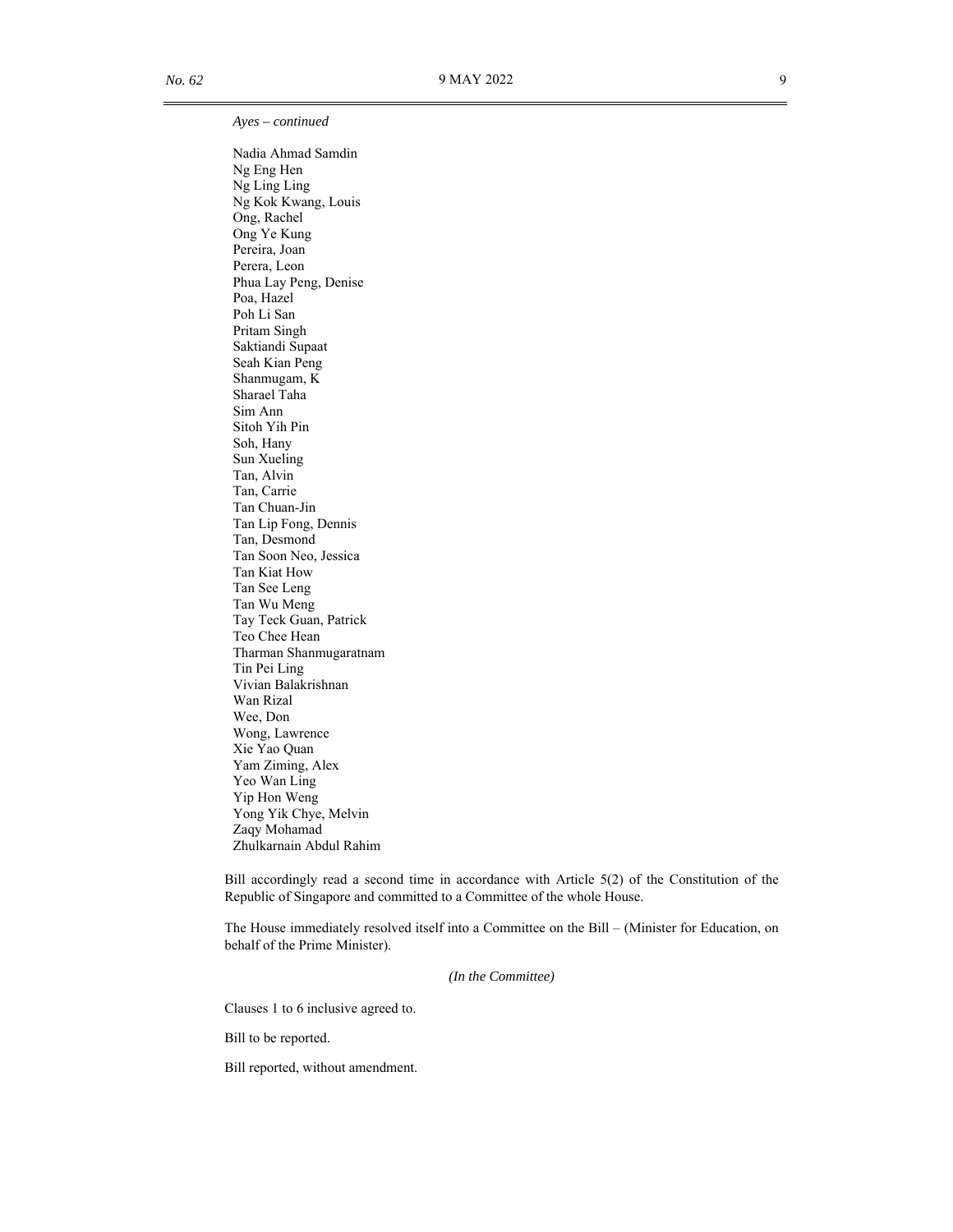*Ayes – continued*

Nadia Ahmad Samdin
Ng Eng Hen
Ng Ling Ling
Ng Kok Kwang, Louis
Ong, Rachel
Ong Ye Kung
Pereira, Joan
Perera, Leon
Phua Lay Peng, Denise
Poa, Hazel
Poh Li San
Pritam Singh
Saktiandi Supaat
Seah Kian Peng
Shanmugam, K
Sharael Taha
Sim Ann
Sitoh Yih Pin
Soh, Hany
Sun Xueling
Tan, Alvin
Tan, Carrie
Tan Chuan-Jin
Tan Lip Fong, Dennis
Tan, Desmond
Tan Soon Neo, Jessica
Tan Kiat How
Tan See Leng
Tan Wu Meng
Tay Teck Guan, Patrick
Teo Chee Hean
Tharman Shanmugaratnam
Tin Pei Ling
Vivian Balakrishnan
Wan Rizal
Wee, Don
Wong, Lawrence
Xie Yao Quan
Yam Ziming, Alex
Yeo Wan Ling
Yip Hon Weng
Yong Yik Chye, Melvin
Zaqy Mohamad
Zhulkarnain Abdul Rahim

Bill accordingly read a second time in accordance with Article 5(2) of the Constitution of the Republic of Singapore and committed to a Committee of the whole House.

The House immediately resolved itself into a Committee on the Bill – (Minister for Education, on behalf of the Prime Minister).

*(In the Committee)*

Clauses 1 to 6 inclusive agreed to.

Bill to be reported.

Bill reported, without amendment.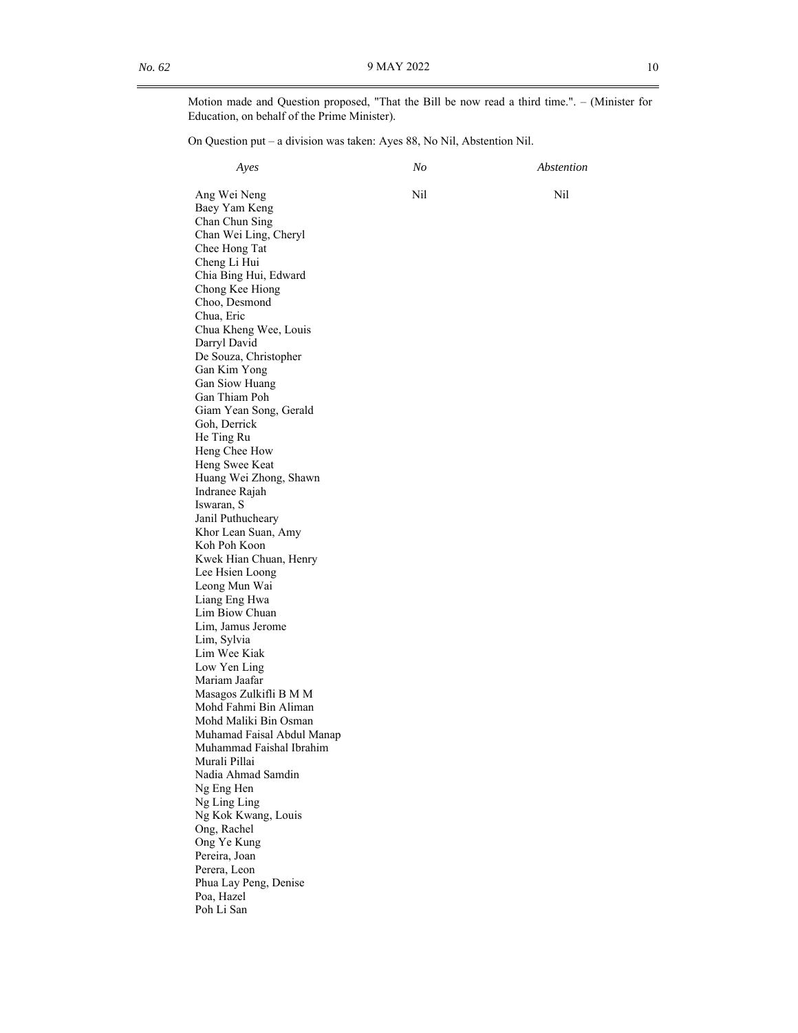Motion made and Question proposed, "That the Bill be now read a third time.". – (Minister for Education, on behalf of the Prime Minister).

On Question put – a division was taken: Ayes 88, No Nil, Abstention Nil.

| *Ayes* | *No* | *Abstention* |
|---|---|---|
| Ang Wei Neng | Nil | Nil |
| Baey Yam Keng | | |
| Chan Chun Sing | | |
| Chan Wei Ling, Cheryl | | |
| Chee Hong Tat | | |
| Cheng Li Hui | | |
| Chia Bing Hui, Edward | | |
| Chong Kee Hiong | | |
| Choo, Desmond | | |
| Chua, Eric | | |
| Chua Kheng Wee, Louis | | |
| Darryl David | | |
| De Souza, Christopher | | |
| Gan Kim Yong | | |
| Gan Siow Huang | | |
| Gan Thiam Poh | | |
| Giam Yean Song, Gerald | | |
| Goh, Derrick | | |
| He Ting Ru | | |
| Heng Chee How | | |
| Heng Swee Keat | | |
| Huang Wei Zhong, Shawn | | |
| Indranee Rajah | | |
| Iswaran, S | | |
| Janil Puthucheary | | |
| Khor Lean Suan, Amy | | |
| Koh Poh Koon | | |
| Kwek Hian Chuan, Henry | | |
| Lee Hsien Loong | | |
| Leong Mun Wai | | |
| Liang Eng Hwa | | |
| Lim Biow Chuan | | |
| Lim, Jamus Jerome | | |
| Lim, Sylvia | | |
| Lim Wee Kiak | | |
| Low Yen Ling | | |
| Mariam Jaafar | | |
| Masagos Zulkifli B M M | | |
| Mohd Fahmi Bin Aliman | | |
| Mohd Maliki Bin Osman | | |
| Muhamad Faisal Abdul Manap | | |
| Muhammad Faishal Ibrahim | | |
| Murali Pillai | | |
| Nadia Ahmad Samdin | | |
| Ng Eng Hen | | |
| Ng Ling Ling | | |
| Ng Kok Kwang, Louis | | |
| Ong, Rachel | | |
| Ong Ye Kung | | |
| Pereira, Joan | | |
| Perera, Leon | | |
| Phua Lay Peng, Denise | | |
| Poa, Hazel | | |
| Poh Li San | | |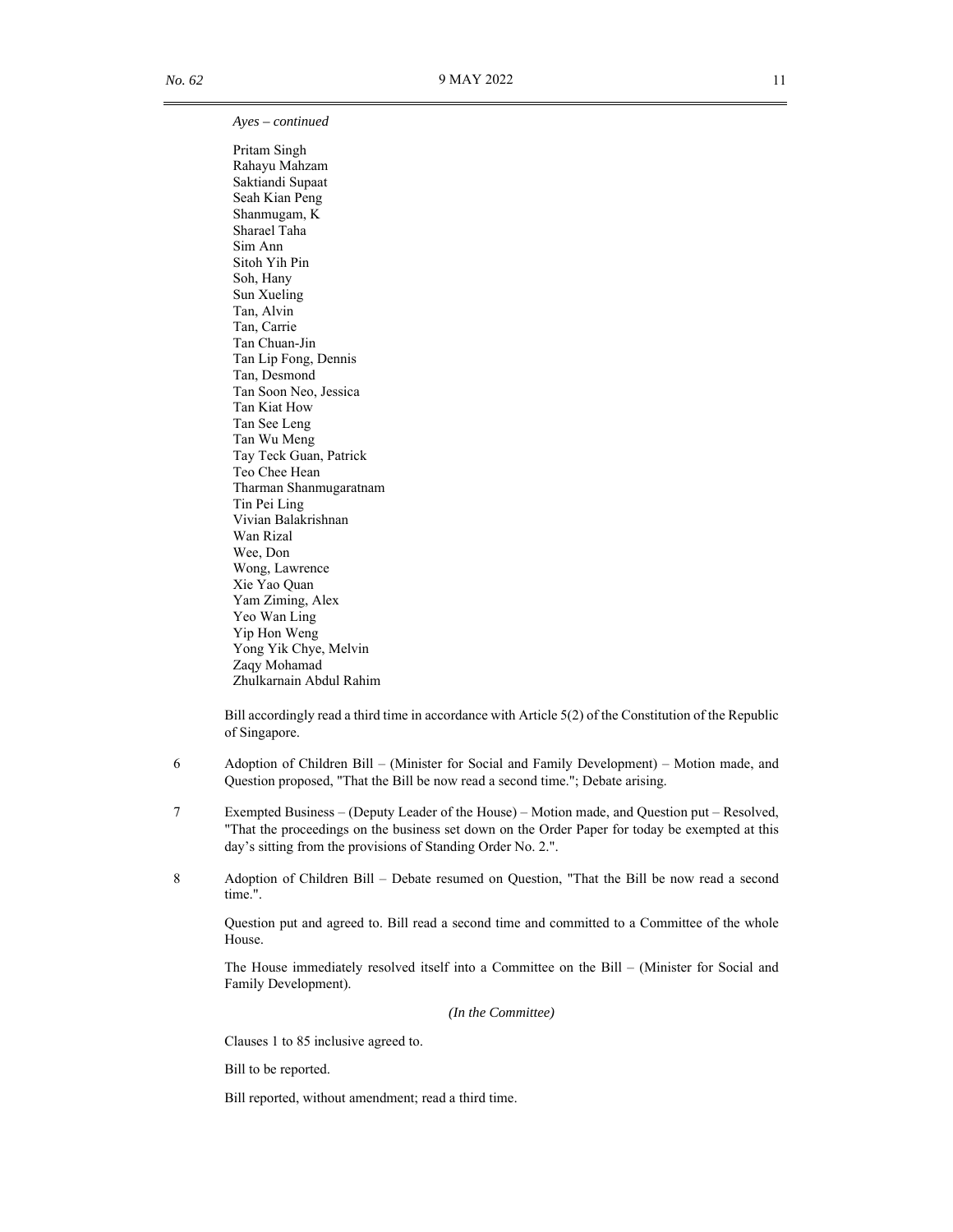*Ayes – continued*

Pritam Singh
Rahayu Mahzam
Saktiandi Supaat
Seah Kian Peng
Shanmugam, K
Sharael Taha
Sim Ann
Sitoh Yih Pin
Soh, Hany
Sun Xueling
Tan, Alvin
Tan, Carrie
Tan Chuan-Jin
Tan Lip Fong, Dennis
Tan, Desmond
Tan Soon Neo, Jessica
Tan Kiat How
Tan See Leng
Tan Wu Meng
Tay Teck Guan, Patrick
Teo Chee Hean
Tharman Shanmugaratnam
Tin Pei Ling
Vivian Balakrishnan
Wan Rizal
Wee, Don
Wong, Lawrence
Xie Yao Quan
Yam Ziming, Alex
Yeo Wan Ling
Yip Hon Weng
Yong Yik Chye, Melvin
Zaqy Mohamad
Zhulkarnain Abdul Rahim

Bill accordingly read a third time in accordance with Article 5(2) of the Constitution of the Republic of Singapore.

6 Adoption of Children Bill – (Minister for Social and Family Development) – Motion made, and Question proposed, "That the Bill be now read a second time."; Debate arising.

7 Exempted Business – (Deputy Leader of the House) – Motion made, and Question put – Resolved, "That the proceedings on the business set down on the Order Paper for today be exempted at this day's sitting from the provisions of Standing Order No. 2.".

8 Adoption of Children Bill – Debate resumed on Question, "That the Bill be now read a second time.".

Question put and agreed to. Bill read a second time and committed to a Committee of the whole House.

The House immediately resolved itself into a Committee on the Bill – (Minister for Social and Family Development).

*(In the Committee)*

Clauses 1 to 85 inclusive agreed to.

Bill to be reported.

Bill reported, without amendment; read a third time.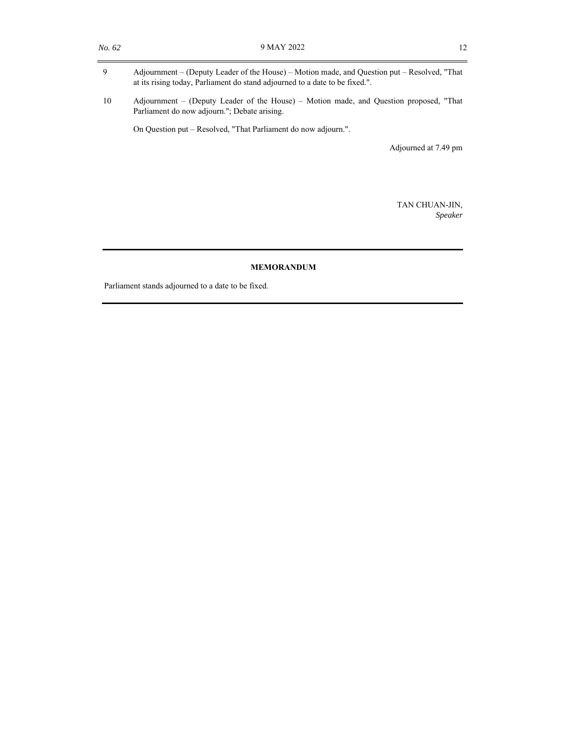9 Adjournment – (Deputy Leader of the House) – Motion made, and Question put – Resolved, "That at its rising today, Parliament do stand adjourned to a date to be fixed.".

10 Adjournment – (Deputy Leader of the House) – Motion made, and Question proposed, "That Parliament do now adjourn."; Debate arising.

On Question put – Resolved, "That Parliament do now adjourn.".

Adjourned at 7.49 pm

TAN CHUAN-JIN,
*Speaker*

---

**MEMORANDUM**

Parliament stands adjourned to a date to be fixed.

---